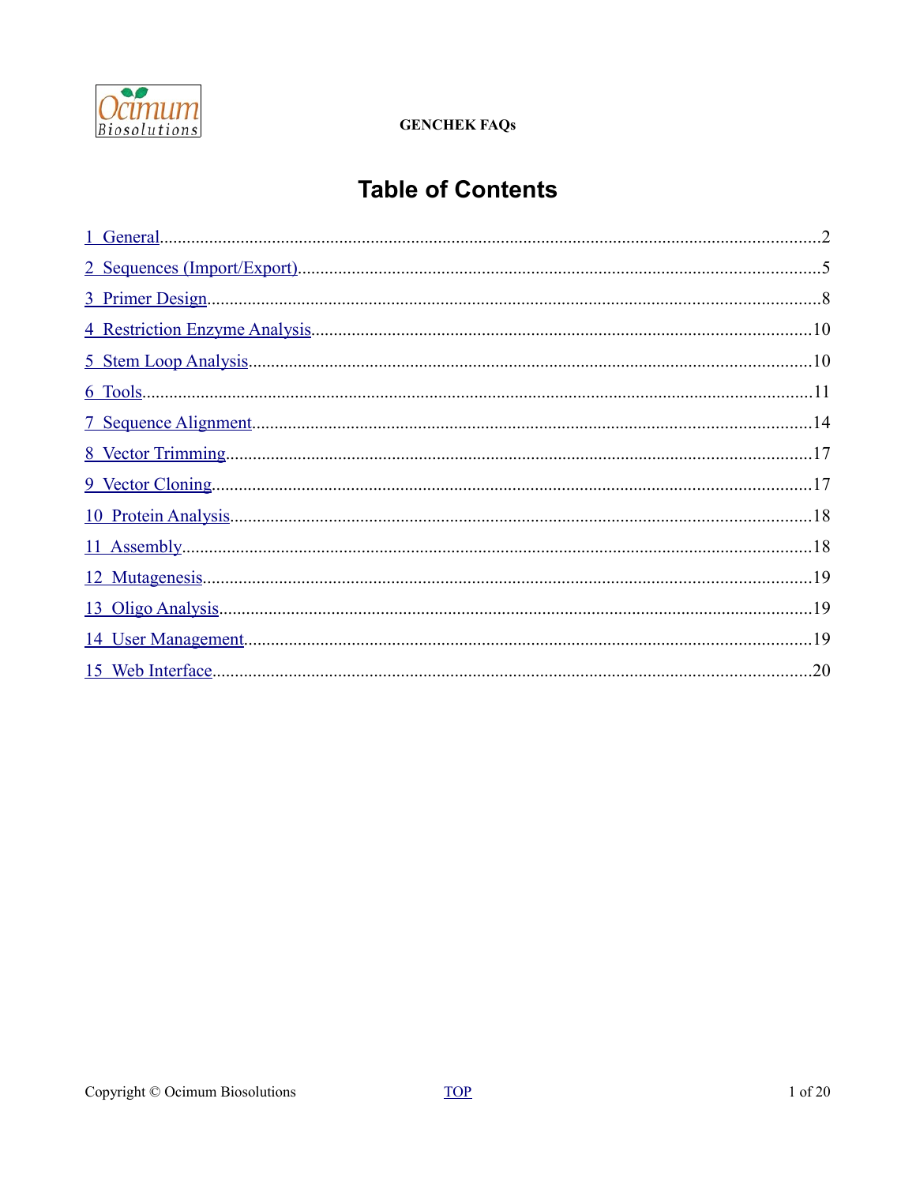**GENCHEK FAQs**

# Table of Contents

1 General....................2
2 Sequences (Import/Export)....................5
3 Primer Design....................8
4 Restriction Enzyme Analysis....................10
5 Stem Loop Analysis....................10
6 Tools....................11
7 Sequence Alignment....................14
8 Vector Trimming....................17
9 Vector Cloning....................17
10 Protein Analysis....................18
11 Assembly....................18
12 Mutagenesis....................19
13 Oligo Analysis....................19
14 User Management....................19
15 Web Interface....................20

Copyright © Ocimum Biosolutions TOP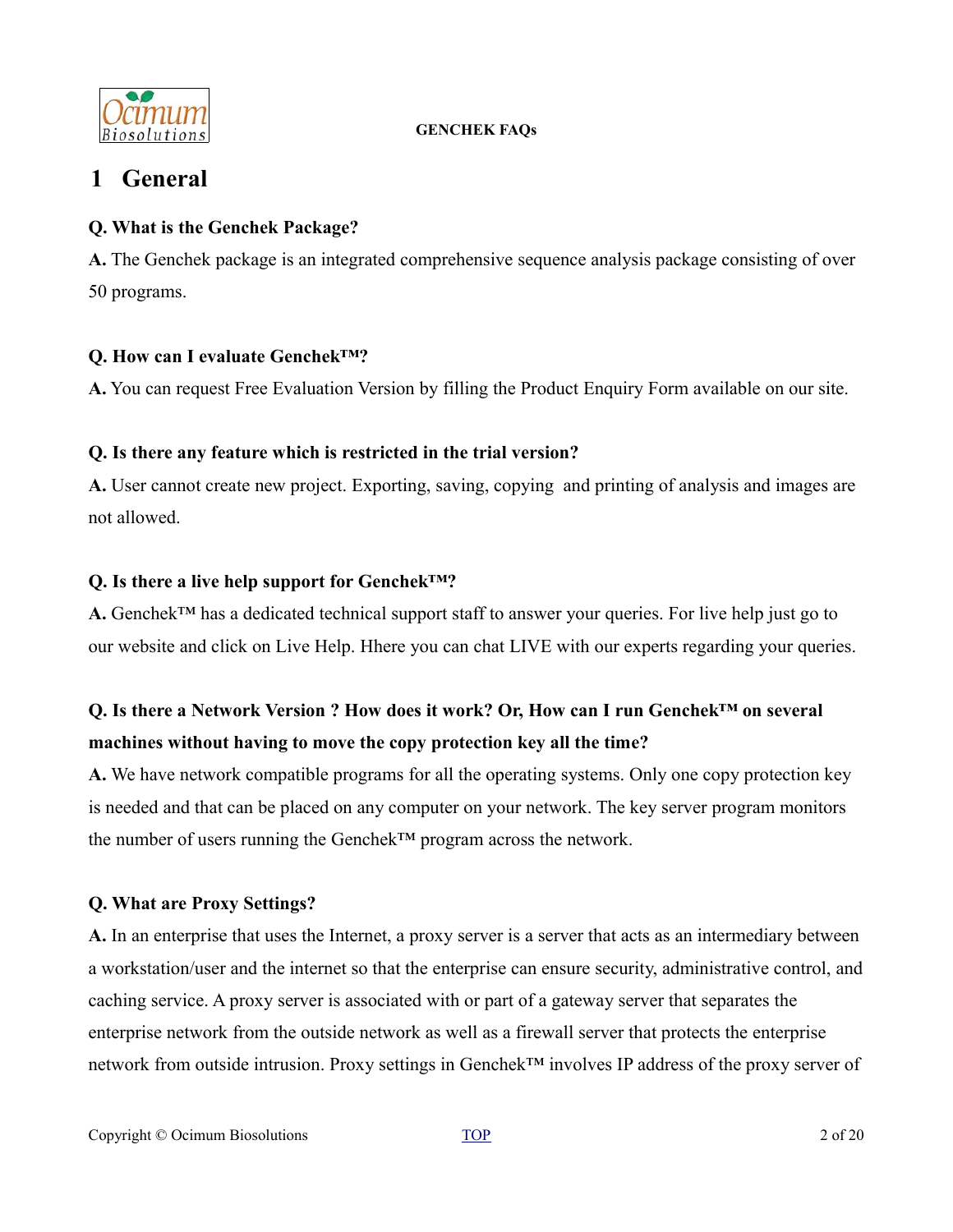# 1 General

**Q. What is the Genchek Package?**

**A.** The Genchek package is an integrated comprehensive sequence analysis package consisting of over 50 programs.

**Q. How can I evaluate Genchek™?**

**A.** You can request Free Evaluation Version by filling the Product Enquiry Form available on our site.

**Q. Is there any feature which is restricted in the trial version?**

**A.** User cannot create new project. Exporting, saving, copying and printing of analysis and images are not allowed.

**Q. Is there a live help support for Genchek™?**

**A.** Genchek™ has a dedicated technical support staff to answer your queries. For live help just go to our website and click on Live Help. Hhere you can chat LIVE with our experts regarding your queries.

**Q. Is there a Network Version ? How does it work? Or, How can I run Genchek™ on several machines without having to move the copy protection key all the time?**

**A.** We have network compatible programs for all the operating systems. Only one copy protection key is needed and that can be placed on any computer on your network. The key server program monitors the number of users running the Genchek™ program across the network.

**Q. What are Proxy Settings?**

**A.** In an enterprise that uses the Internet, a proxy server is a server that acts as an intermediary between a workstation/user and the internet so that the enterprise can ensure security, administrative control, and caching service. A proxy server is associated with or part of a gateway server that separates the enterprise network from the outside network as well as a firewall server that protects the enterprise network from outside intrusion. Proxy settings in Genchek™ involves IP address of the proxy server of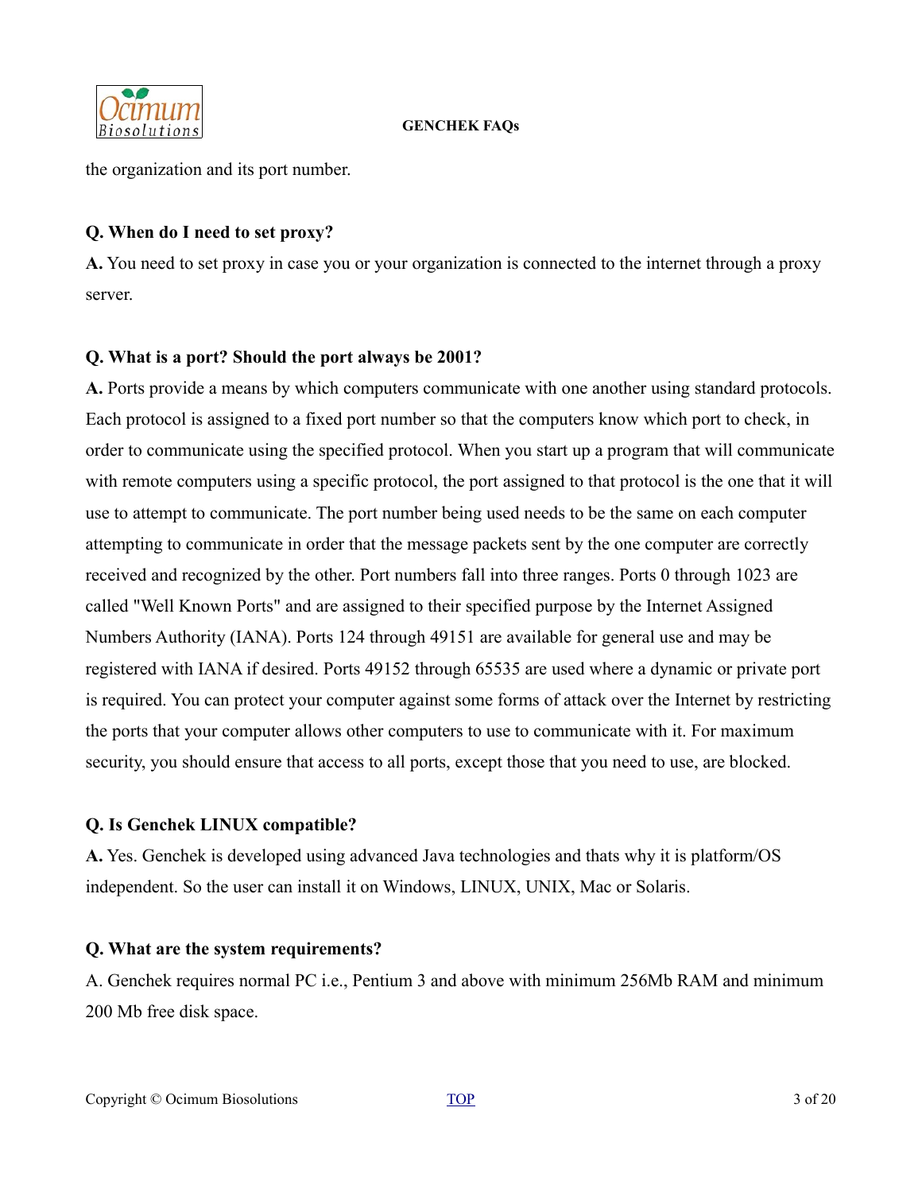the organization and its port number.

**Q. When do I need to set proxy?**

**A.** You need to set proxy in case you or your organization is connected to the internet through a proxy server.

**Q. What is a port? Should the port always be 2001?**

**A.** Ports provide a means by which computers communicate with one another using standard protocols. Each protocol is assigned to a fixed port number so that the computers know which port to check, in order to communicate using the specified protocol. When you start up a program that will communicate with remote computers using a specific protocol, the port assigned to that protocol is the one that it will use to attempt to communicate. The port number being used needs to be the same on each computer attempting to communicate in order that the message packets sent by the one computer are correctly received and recognized by the other. Port numbers fall into three ranges. Ports 0 through 1023 are called "Well Known Ports" and are assigned to their specified purpose by the Internet Assigned Numbers Authority (IANA). Ports 124 through 49151 are available for general use and may be registered with IANA if desired. Ports 49152 through 65535 are used where a dynamic or private port is required. You can protect your computer against some forms of attack over the Internet by restricting the ports that your computer allows other computers to use to communicate with it. For maximum security, you should ensure that access to all ports, except those that you need to use, are blocked.

**Q. Is Genchek LINUX compatible?**

**A.** Yes. Genchek is developed using advanced Java technologies and thats why it is platform/OS independent. So the user can install it on Windows, LINUX, UNIX, Mac or Solaris.

**Q. What are the system requirements?**

A. Genchek requires normal PC i.e., Pentium 3 and above with minimum 256Mb RAM and minimum 200 Mb free disk space.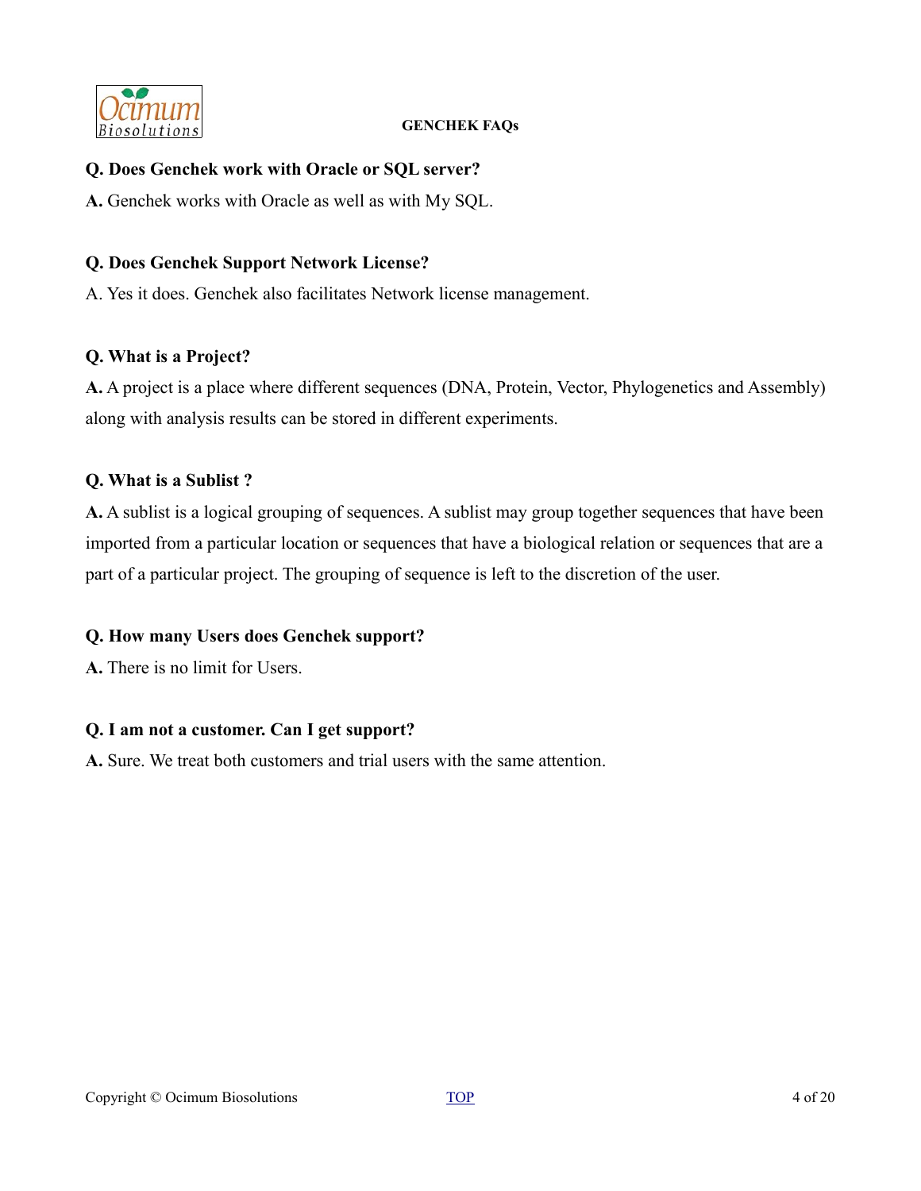**Q. Does Genchek work with Oracle or SQL server?**

**A.** Genchek works with Oracle as well as with My SQL.

**Q. Does Genchek Support Network License?**

A. Yes it does. Genchek also facilitates Network license management.

**Q. What is a Project?**

**A.** A project is a place where different sequences (DNA, Protein, Vector, Phylogenetics and Assembly) along with analysis results can be stored in different experiments.

**Q. What is a Sublist ?**

**A.** A sublist is a logical grouping of sequences. A sublist may group together sequences that have been imported from a particular location or sequences that have a biological relation or sequences that are a part of a particular project. The grouping of sequence is left to the discretion of the user.

**Q. How many Users does Genchek support?**

**A.** There is no limit for Users.

**Q. I am not a customer. Can I get support?**

**A.** Sure. We treat both customers and trial users with the same attention.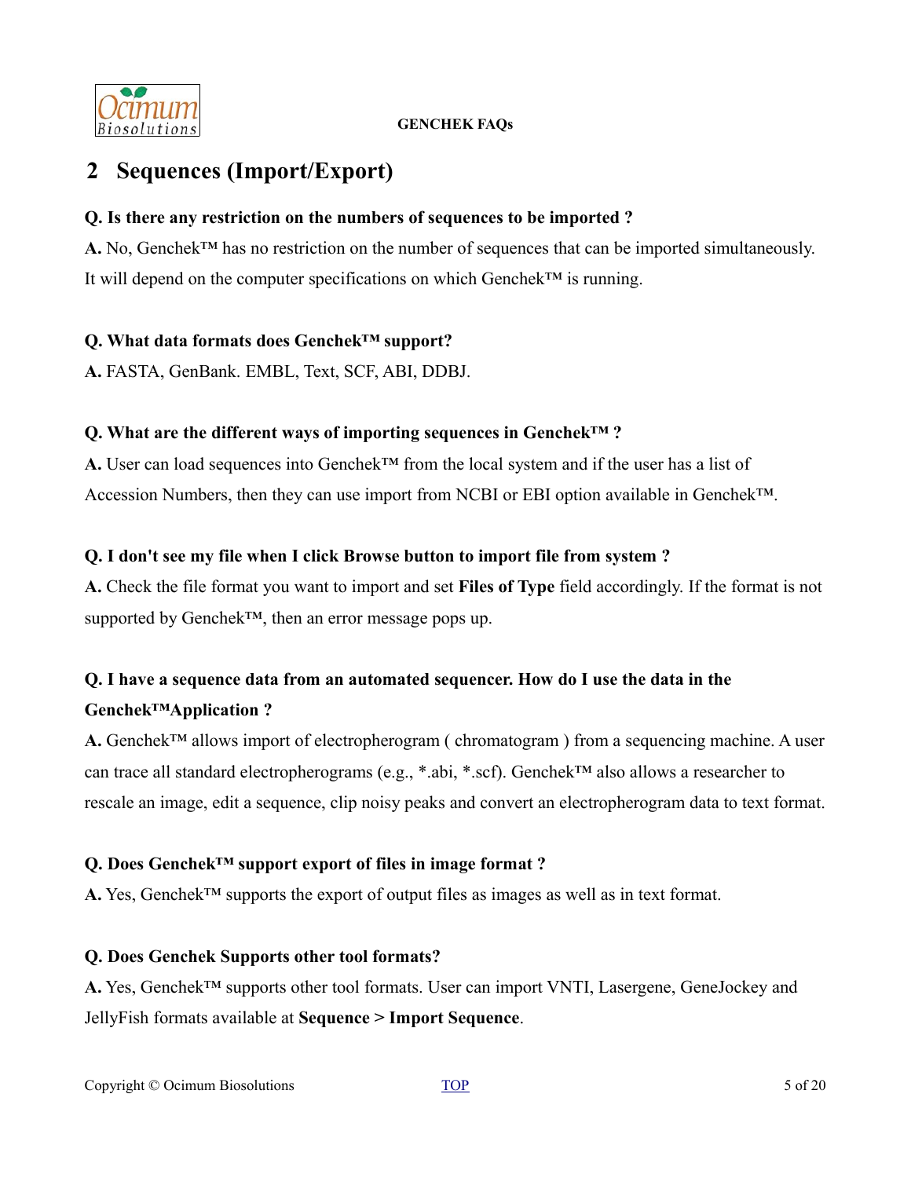## 2 Sequences (Import/Export)

**Q. Is there any restriction on the numbers of sequences to be imported ?**

**A.** No, Genchek™ has no restriction on the number of sequences that can be imported simultaneously. It will depend on the computer specifications on which Genchek™ is running.

**Q. What data formats does Genchek™ support?**

**A.** FASTA, GenBank. EMBL, Text, SCF, ABI, DDBJ.

**Q. What are the different ways of importing sequences in Genchek™ ?**

**A.** User can load sequences into Genchek™ from the local system and if the user has a list of Accession Numbers, then they can use import from NCBI or EBI option available in Genchek™.

**Q. I don't see my file when I click Browse button to import file from system ?**

**A.** Check the file format you want to import and set **Files of Type** field accordingly. If the format is not supported by Genchek™, then an error message pops up.

**Q. I have a sequence data from an automated sequencer. How do I use the data in the Genchek™Application ?**

**A.** Genchek™ allows import of electropherogram ( chromatogram ) from a sequencing machine. A user can trace all standard electropherograms (e.g., *.abi, *.scf). Genchek™ also allows a researcher to rescale an image, edit a sequence, clip noisy peaks and convert an electropherogram data to text format.

**Q. Does Genchek™ support export of files in image format ?**

**A.** Yes, Genchek™ supports the export of output files as images as well as in text format.

**Q. Does Genchek Supports other tool formats?**

**A.** Yes, Genchek™ supports other tool formats. User can import VNTI, Lasergene, GeneJockey and JellyFish formats available at **Sequence > Import Sequence**.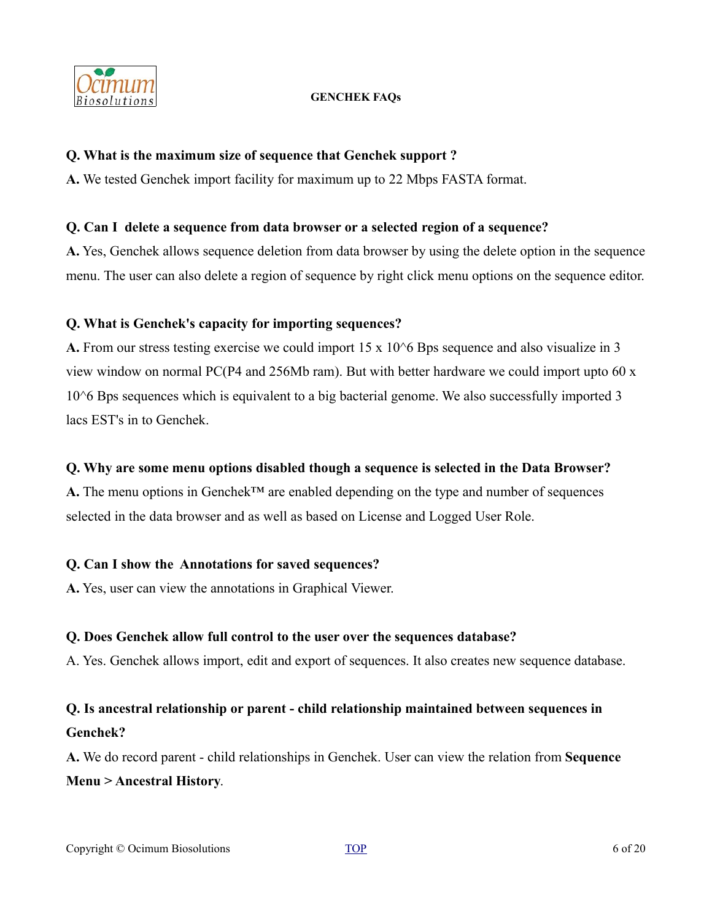**Q. What is the maximum size of sequence that Genchek support ?**

**A.** We tested Genchek import facility for maximum up to 22 Mbps FASTA format.

**Q. Can I delete a sequence from data browser or a selected region of a sequence?**

**A.** Yes, Genchek allows sequence deletion from data browser by using the delete option in the sequence menu. The user can also delete a region of sequence by right click menu options on the sequence editor.

**Q. What is Genchek's capacity for importing sequences?**

**A.** From our stress testing exercise we could import 15 x $10^6$ Bps sequence and also visualize in 3 view window on normal PC(P4 and 256Mb ram). But with better hardware we could import upto 60 x $10^6$ Bps sequences which is equivalent to a big bacterial genome. We also successfully imported 3 lacs EST's in to Genchek.

**Q. Why are some menu options disabled though a sequence is selected in the Data Browser?**

**A.** The menu options in Genchek™ are enabled depending on the type and number of sequences selected in the data browser and as well as based on License and Logged User Role.

**Q. Can I show the Annotations for saved sequences?**

**A.** Yes, user can view the annotations in Graphical Viewer.

**Q. Does Genchek allow full control to the user over the sequences database?**

A. Yes. Genchek allows import, edit and export of sequences. It also creates new sequence database.

**Q. Is ancestral relationship or parent - child relationship maintained between sequences in Genchek?**

**A.** We do record parent - child relationships in Genchek. User can view the relation from **Sequence Menu > Ancestral History**.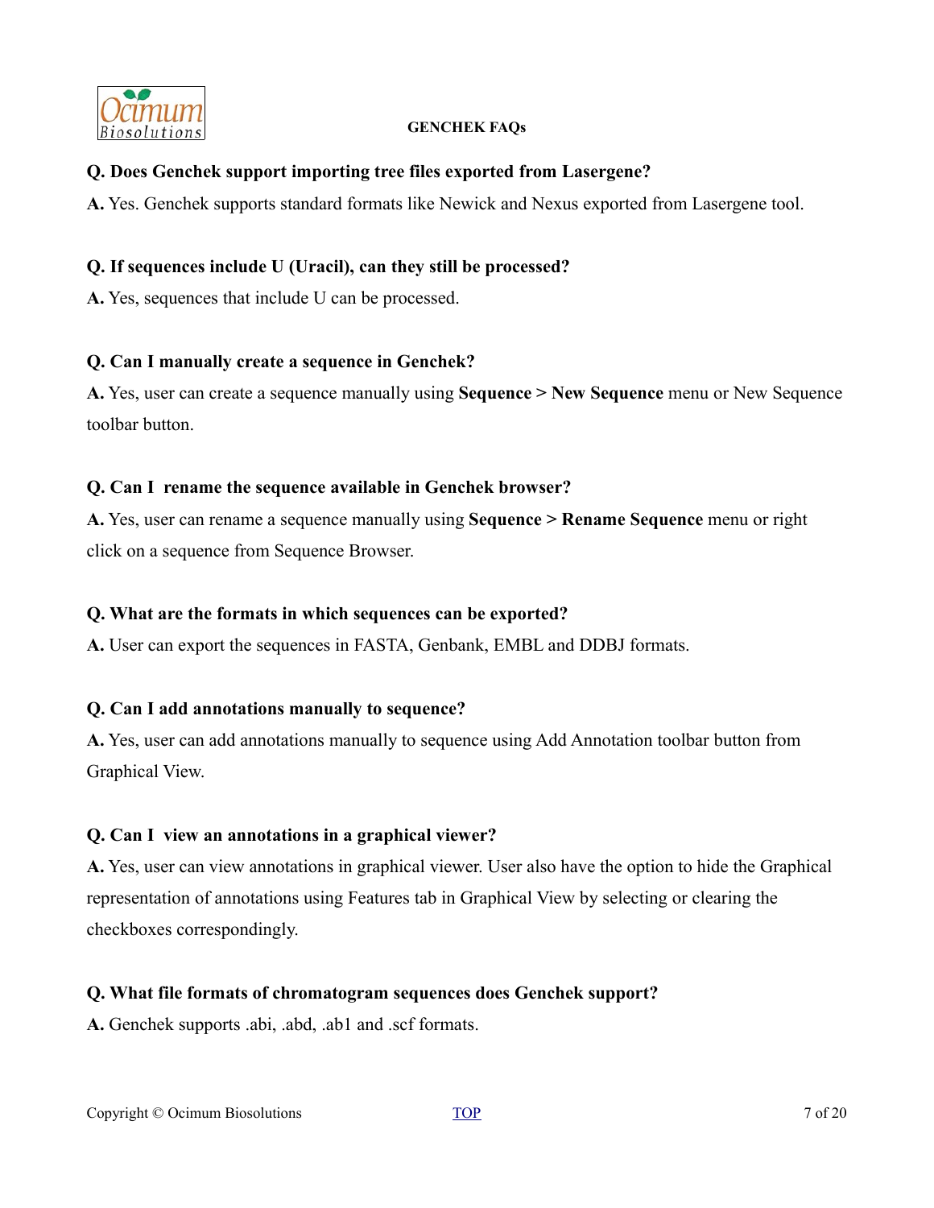**Q. Does Genchek support importing tree files exported from Lasergene?**

**A.** Yes. Genchek supports standard formats like Newick and Nexus exported from Lasergene tool.

**Q. If sequences include U (Uracil), can they still be processed?**

**A.** Yes, sequences that include U can be processed.

**Q. Can I manually create a sequence in Genchek?**

**A.** Yes, user can create a sequence manually using **Sequence > New Sequence** menu or New Sequence toolbar button.

**Q. Can I rename the sequence available in Genchek browser?**

**A.** Yes, user can rename a sequence manually using **Sequence > Rename Sequence** menu or right click on a sequence from Sequence Browser.

**Q. What are the formats in which sequences can be exported?**

**A.** User can export the sequences in FASTA, Genbank, EMBL and DDBJ formats.

**Q. Can I add annotations manually to sequence?**

**A.** Yes, user can add annotations manually to sequence using Add Annotation toolbar button from Graphical View.

**Q. Can I view an annotations in a graphical viewer?**

**A.** Yes, user can view annotations in graphical viewer. User also have the option to hide the Graphical representation of annotations using Features tab in Graphical View by selecting or clearing the checkboxes correspondingly.

**Q. What file formats of chromatogram sequences does Genchek support?**

**A.** Genchek supports .abi, .abd, .ab1 and .scf formats.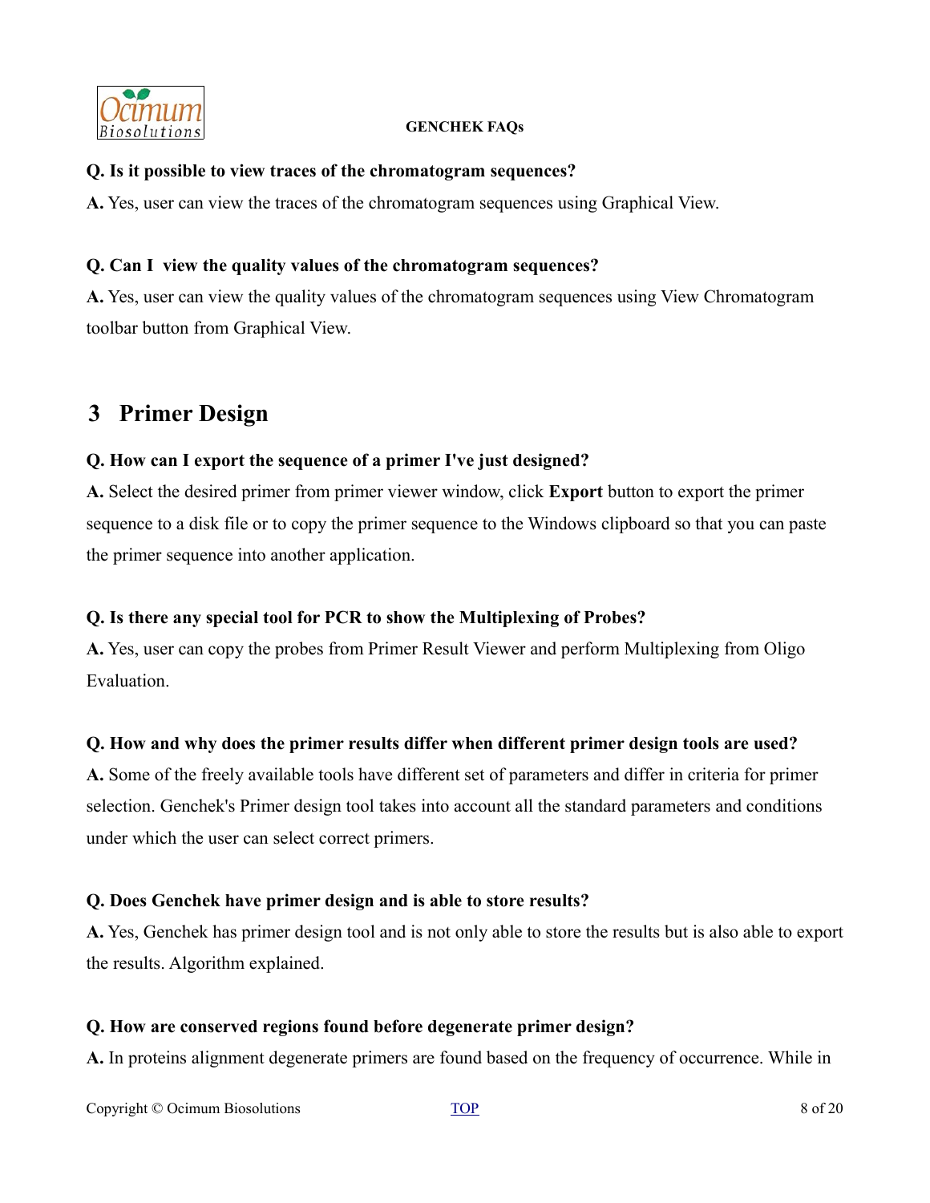**Q. Is it possible to view traces of the chromatogram sequences?**

**A.** Yes, user can view the traces of the chromatogram sequences using Graphical View.

**Q. Can I view the quality values of the chromatogram sequences?**

**A.** Yes, user can view the quality values of the chromatogram sequences using View Chromatogram toolbar button from Graphical View.

## 3 Primer Design

**Q. How can I export the sequence of a primer I've just designed?**

**A.** Select the desired primer from primer viewer window, click **Export** button to export the primer sequence to a disk file or to copy the primer sequence to the Windows clipboard so that you can paste the primer sequence into another application.

**Q. Is there any special tool for PCR to show the Multiplexing of Probes?**

**A.** Yes, user can copy the probes from Primer Result Viewer and perform Multiplexing from Oligo Evaluation.

**Q. How and why does the primer results differ when different primer design tools are used?**

**A.** Some of the freely available tools have different set of parameters and differ in criteria for primer selection. Genchek's Primer design tool takes into account all the standard parameters and conditions under which the user can select correct primers.

**Q. Does Genchek have primer design and is able to store results?**

**A.** Yes, Genchek has primer design tool and is not only able to store the results but is also able to export the results. Algorithm explained.

**Q. How are conserved regions found before degenerate primer design?**

**A.** In proteins alignment degenerate primers are found based on the frequency of occurrence. While in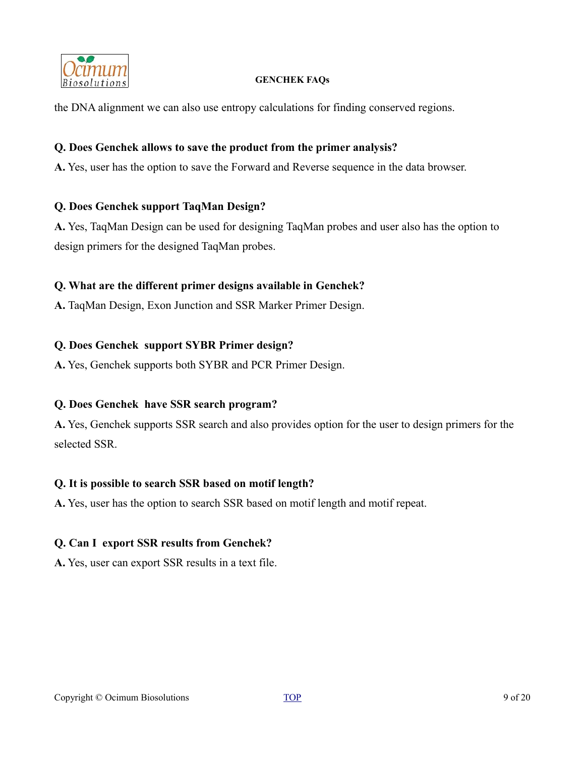the DNA alignment we can also use entropy calculations for finding conserved regions.

**Q. Does Genchek allows to save the product from the primer analysis?**

**A.** Yes, user has the option to save the Forward and Reverse sequence in the data browser.

**Q. Does Genchek support TaqMan Design?**

**A.** Yes, TaqMan Design can be used for designing TaqMan probes and user also has the option to design primers for the designed TaqMan probes.

**Q. What are the different primer designs available in Genchek?**

**A.** TaqMan Design, Exon Junction and SSR Marker Primer Design.

**Q. Does Genchek support SYBR Primer design?**

**A.** Yes, Genchek supports both SYBR and PCR Primer Design.

**Q. Does Genchek have SSR search program?**

**A.** Yes, Genchek supports SSR search and also provides option for the user to design primers for the selected SSR.

**Q. It is possible to search SSR based on motif length?**

**A.** Yes, user has the option to search SSR based on motif length and motif repeat.

**Q. Can I export SSR results from Genchek?**

**A.** Yes, user can export SSR results in a text file.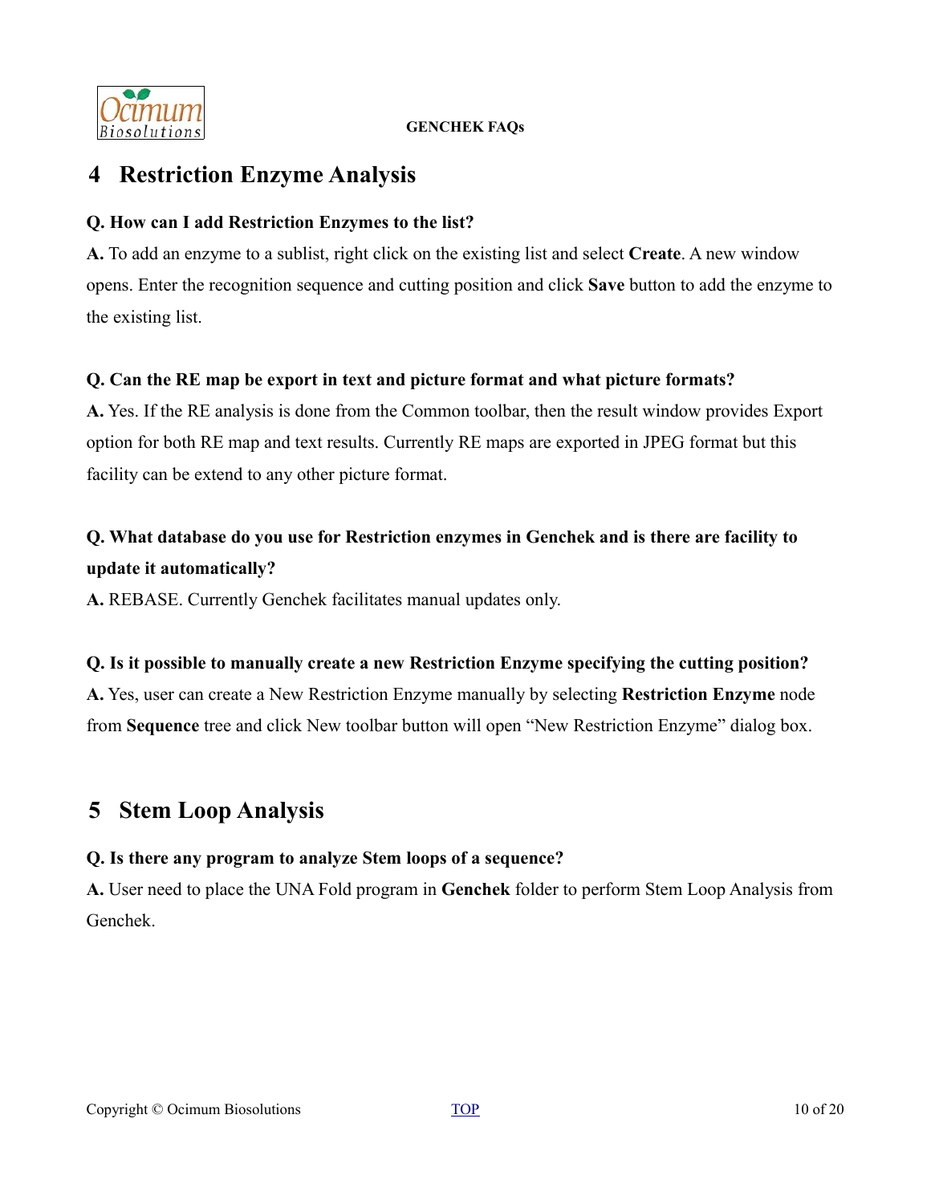## 4 Restriction Enzyme Analysis

**Q. How can I add Restriction Enzymes to the list?**

**A.** To add an enzyme to a sublist, right click on the existing list and select **Create**. A new window opens. Enter the recognition sequence and cutting position and click **Save** button to add the enzyme to the existing list.

**Q. Can the RE map be export in text and picture format and what picture formats?**

**A.** Yes. If the RE analysis is done from the Common toolbar, then the result window provides Export option for both RE map and text results. Currently RE maps are exported in JPEG format but this facility can be extend to any other picture format.

**Q. What database do you use for Restriction enzymes in Genchek and is there are facility to update it automatically?**

**A.** REBASE. Currently Genchek facilitates manual updates only.

**Q. Is it possible to manually create a new Restriction Enzyme specifying the cutting position?**

**A.** Yes, user can create a New Restriction Enzyme manually by selecting **Restriction Enzyme** node from **Sequence** tree and click New toolbar button will open "New Restriction Enzyme" dialog box.

## 5 Stem Loop Analysis

**Q. Is there any program to analyze Stem loops of a sequence?**

**A.** User need to place the UNA Fold program in **Genchek** folder to perform Stem Loop Analysis from Genchek.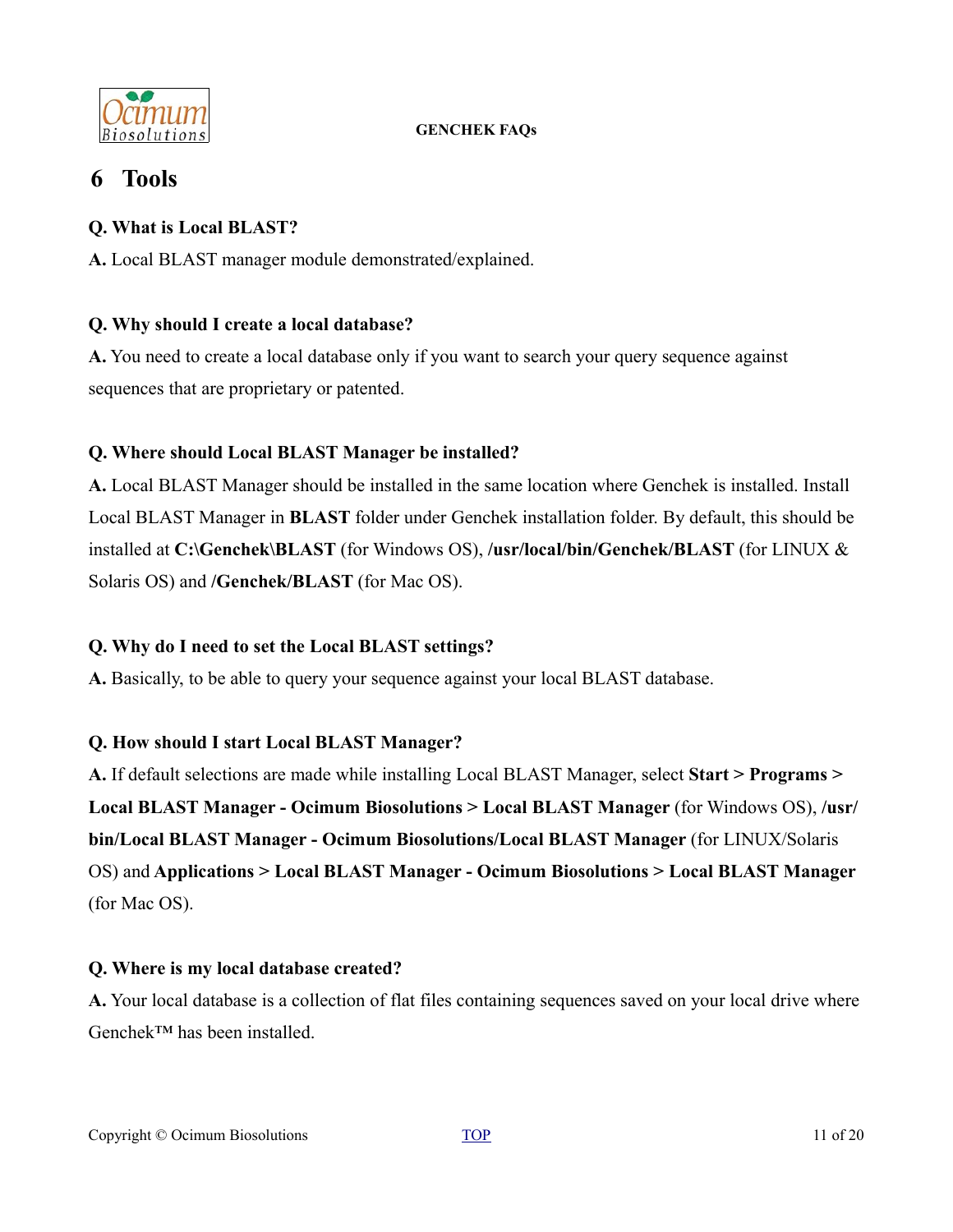# 6 Tools

**Q. What is Local BLAST?**

**A.** Local BLAST manager module demonstrated/explained.

**Q. Why should I create a local database?**

**A.** You need to create a local database only if you want to search your query sequence against sequences that are proprietary or patented.

**Q. Where should Local BLAST Manager be installed?**

**A.** Local BLAST Manager should be installed in the same location where Genchek is installed. Install Local BLAST Manager in **BLAST** folder under Genchek installation folder. By default, this should be installed at **C:\Genchek\BLAST** (for Windows OS), **/usr/local/bin/Genchek/BLAST** (for LINUX & Solaris OS) and **/Genchek/BLAST** (for Mac OS).

**Q. Why do I need to set the Local BLAST settings?**

**A.** Basically, to be able to query your sequence against your local BLAST database.

**Q. How should I start Local BLAST Manager?**

**A.** If default selections are made while installing Local BLAST Manager, select **Start > Programs > Local BLAST Manager - Ocimum Biosolutions > Local BLAST Manager** (for Windows OS), **/usr/bin/Local BLAST Manager - Ocimum Biosolutions/Local BLAST Manager** (for LINUX/Solaris OS) and **Applications > Local BLAST Manager - Ocimum Biosolutions > Local BLAST Manager** (for Mac OS).

**Q. Where is my local database created?**

**A.** Your local database is a collection of flat files containing sequences saved on your local drive where Genchek™ has been installed.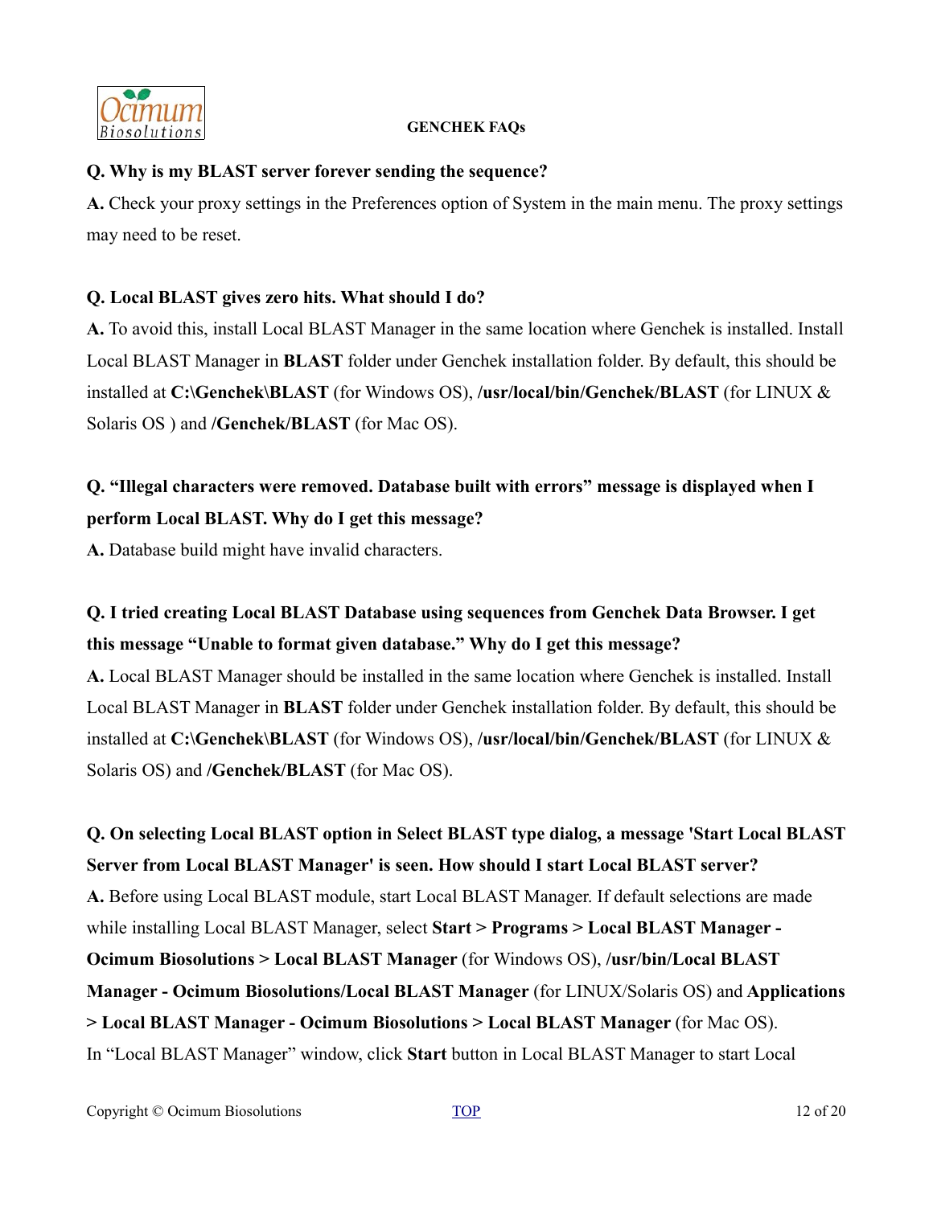**Q. Why is my BLAST server forever sending the sequence?**

**A.** Check your proxy settings in the Preferences option of System in the main menu. The proxy settings may need to be reset.

**Q. Local BLAST gives zero hits. What should I do?**

**A.** To avoid this, install Local BLAST Manager in the same location where Genchek is installed. Install Local BLAST Manager in **BLAST** folder under Genchek installation folder. By default, this should be installed at **C:\Genchek\BLAST** (for Windows OS), **/usr/local/bin/Genchek/BLAST** (for LINUX & Solaris OS ) and **/Genchek/BLAST** (for Mac OS).

**Q. "Illegal characters were removed. Database built with errors" message is displayed when I perform Local BLAST. Why do I get this message?**

**A.** Database build might have invalid characters.

**Q. I tried creating Local BLAST Database using sequences from Genchek Data Browser. I get this message "Unable to format given database." Why do I get this message?**

**A.** Local BLAST Manager should be installed in the same location where Genchek is installed. Install Local BLAST Manager in **BLAST** folder under Genchek installation folder. By default, this should be installed at **C:\Genchek\BLAST** (for Windows OS), **/usr/local/bin/Genchek/BLAST** (for LINUX & Solaris OS) and **/Genchek/BLAST** (for Mac OS).

**Q. On selecting Local BLAST option in Select BLAST type dialog, a message 'Start Local BLAST Server from Local BLAST Manager' is seen. How should I start Local BLAST server?**

**A.** Before using Local BLAST module, start Local BLAST Manager. If default selections are made while installing Local BLAST Manager, select **Start > Programs > Local BLAST Manager - Ocimum Biosolutions > Local BLAST Manager** (for Windows OS), **/usr/bin/Local BLAST Manager - Ocimum Biosolutions/Local BLAST Manager** (for LINUX/Solaris OS) and **Applications > Local BLAST Manager - Ocimum Biosolutions > Local BLAST Manager** (for Mac OS).
In "Local BLAST Manager" window, click **Start** button in Local BLAST Manager to start Local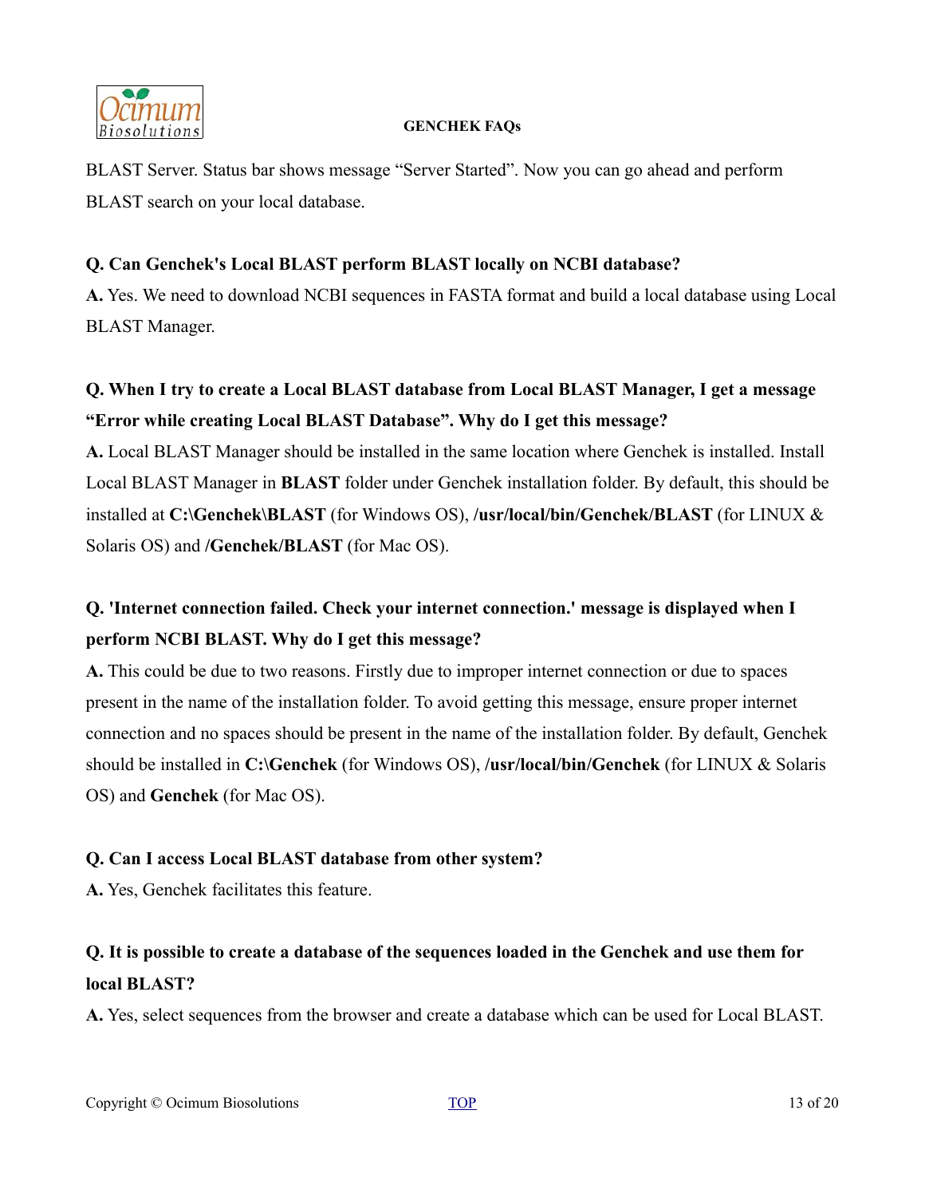BLAST Server. Status bar shows message "Server Started". Now you can go ahead and perform BLAST search on your local database.

**Q. Can Genchek's Local BLAST perform BLAST locally on NCBI database?**

**A.** Yes. We need to download NCBI sequences in FASTA format and build a local database using Local BLAST Manager.

**Q. When I try to create a Local BLAST database from Local BLAST Manager, I get a message "Error while creating Local BLAST Database". Why do I get this message?**

**A.** Local BLAST Manager should be installed in the same location where Genchek is installed. Install Local BLAST Manager in **BLAST** folder under Genchek installation folder. By default, this should be installed at **C:\Genchek\BLAST** (for Windows OS), **/usr/local/bin/Genchek/BLAST** (for LINUX & Solaris OS) and **/Genchek/BLAST** (for Mac OS).

**Q. 'Internet connection failed. Check your internet connection.' message is displayed when I perform NCBI BLAST. Why do I get this message?**

**A.** This could be due to two reasons. Firstly due to improper internet connection or due to spaces present in the name of the installation folder. To avoid getting this message, ensure proper internet connection and no spaces should be present in the name of the installation folder. By default, Genchek should be installed in **C:\Genchek** (for Windows OS), **/usr/local/bin/Genchek** (for LINUX & Solaris OS) and **Genchek** (for Mac OS).

**Q. Can I access Local BLAST database from other system?**

**A.** Yes, Genchek facilitates this feature.

**Q. It is possible to create a database of the sequences loaded in the Genchek and use them for local BLAST?**

**A.** Yes, select sequences from the browser and create a database which can be used for Local BLAST.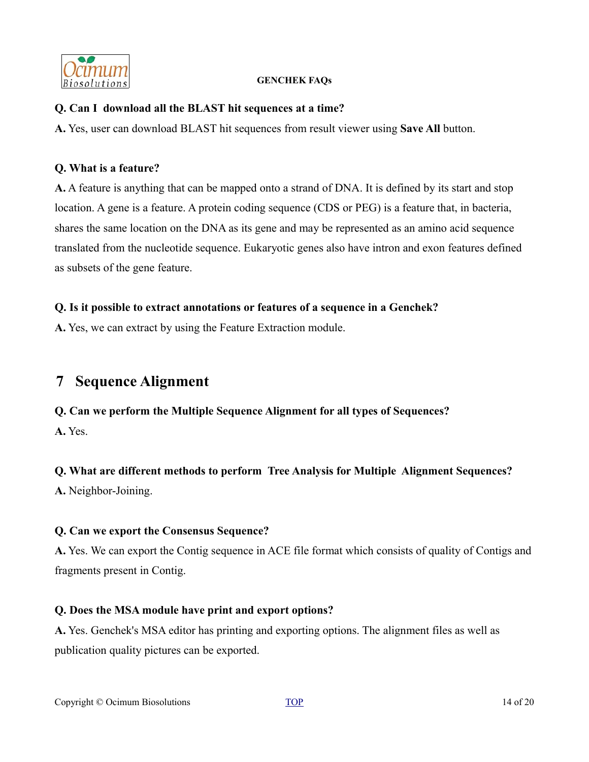**Q. Can I download all the BLAST hit sequences at a time?**

**A.** Yes, user can download BLAST hit sequences from result viewer using **Save All** button.

**Q. What is a feature?**

**A.** A feature is anything that can be mapped onto a strand of DNA. It is defined by its start and stop location. A gene is a feature. A protein coding sequence (CDS or PEG) is a feature that, in bacteria, shares the same location on the DNA as its gene and may be represented as an amino acid sequence translated from the nucleotide sequence. Eukaryotic genes also have intron and exon features defined as subsets of the gene feature.

**Q. Is it possible to extract annotations or features of a sequence in a Genchek?**

**A.** Yes, we can extract by using the Feature Extraction module.

# 7 Sequence Alignment

**Q. Can we perform the Multiple Sequence Alignment for all types of Sequences?**

**A.** Yes.

**Q. What are different methods to perform Tree Analysis for Multiple Alignment Sequences?**

**A.** Neighbor-Joining.

**Q. Can we export the Consensus Sequence?**

**A.** Yes. We can export the Contig sequence in ACE file format which consists of quality of Contigs and fragments present in Contig.

**Q. Does the MSA module have print and export options?**

**A.** Yes. Genchek's MSA editor has printing and exporting options. The alignment files as well as publication quality pictures can be exported.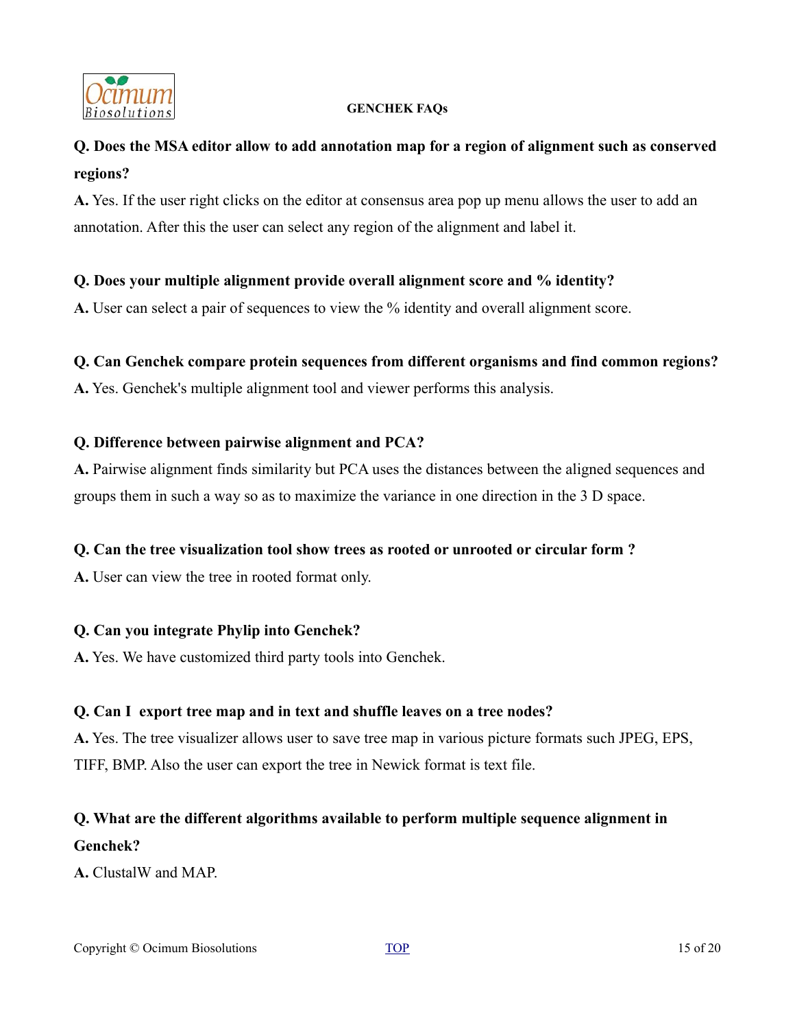**GENCHEK FAQs**

**Q. Does the MSA editor allow to add annotation map for a region of alignment such as conserved regions?**

**A.** Yes. If the user right clicks on the editor at consensus area pop up menu allows the user to add an annotation. After this the user can select any region of the alignment and label it.

**Q. Does your multiple alignment provide overall alignment score and % identity?**

**A.** User can select a pair of sequences to view the % identity and overall alignment score.

**Q. Can Genchek compare protein sequences from different organisms and find common regions?**

**A.** Yes. Genchek's multiple alignment tool and viewer performs this analysis.

**Q. Difference between pairwise alignment and PCA?**

**A.** Pairwise alignment finds similarity but PCA uses the distances between the aligned sequences and groups them in such a way so as to maximize the variance in one direction in the 3 D space.

**Q. Can the tree visualization tool show trees as rooted or unrooted or circular form ?**

**A.** User can view the tree in rooted format only.

**Q. Can you integrate Phylip into Genchek?**

**A.** Yes. We have customized third party tools into Genchek.

**Q. Can I export tree map and in text and shuffle leaves on a tree nodes?**

**A.** Yes. The tree visualizer allows user to save tree map in various picture formats such JPEG, EPS, TIFF, BMP. Also the user can export the tree in Newick format is text file.

**Q. What are the different algorithms available to perform multiple sequence alignment in Genchek?**

**A.** ClustalW and MAP.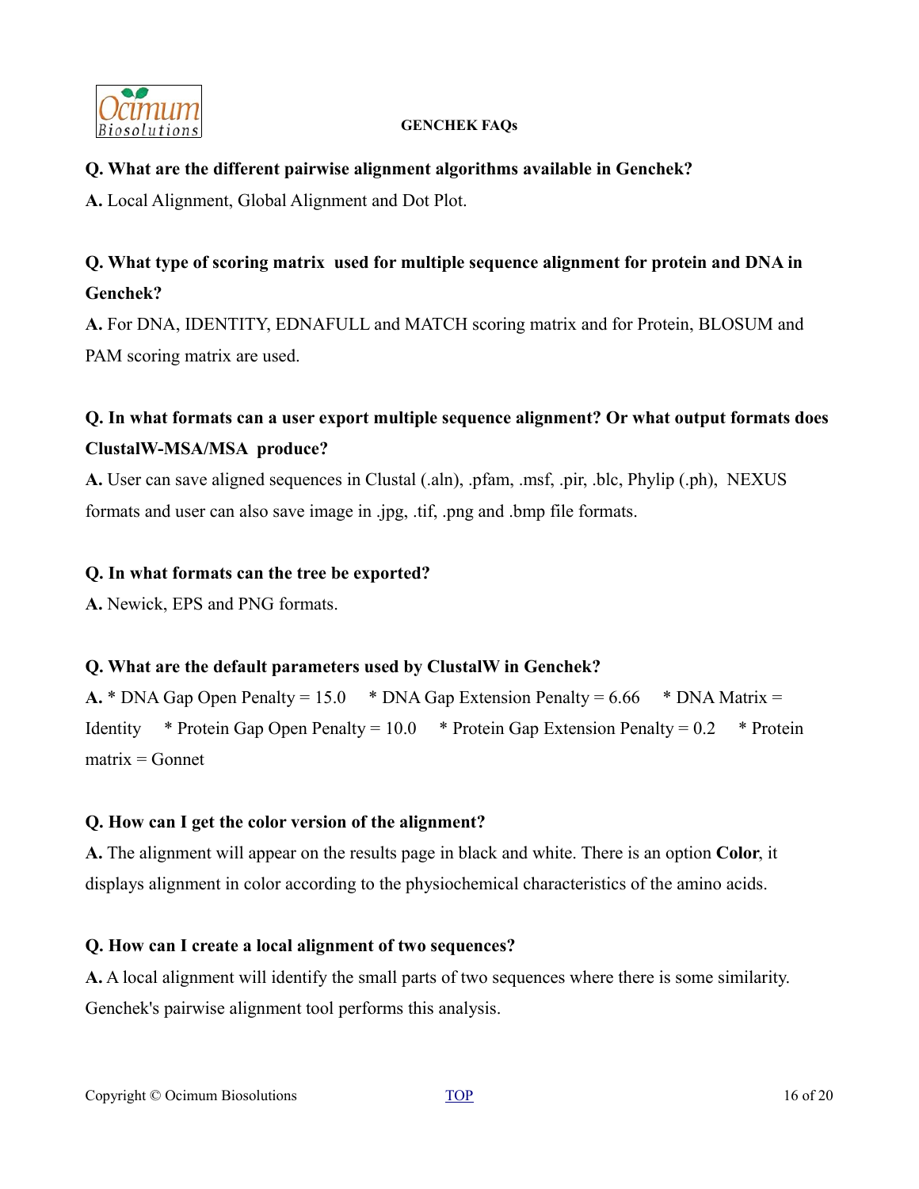**Q. What are the different pairwise alignment algorithms available in Genchek?**

**A.** Local Alignment, Global Alignment and Dot Plot.

**Q. What type of scoring matrix used for multiple sequence alignment for protein and DNA in Genchek?**

**A.** For DNA, IDENTITY, EDNAFULL and MATCH scoring matrix and for Protein, BLOSUM and PAM scoring matrix are used.

**Q. In what formats can a user export multiple sequence alignment? Or what output formats does ClustalW-MSA/MSA produce?**

**A.** User can save aligned sequences in Clustal (.aln), .pfam, .msf, .pir, .blc, Phylip (.ph), NEXUS formats and user can also save image in .jpg, .tif, .png and .bmp file formats.

**Q. In what formats can the tree be exported?**

**A.** Newick, EPS and PNG formats.

**Q. What are the default parameters used by ClustalW in Genchek?**

**A.** * DNA Gap Open Penalty = 15.0 * DNA Gap Extension Penalty = 6.66 * DNA Matrix = Identity * Protein Gap Open Penalty = 10.0 * Protein Gap Extension Penalty = 0.2 * Protein matrix = Gonnet

**Q. How can I get the color version of the alignment?**

**A.** The alignment will appear on the results page in black and white. There is an option **Color**, it displays alignment in color according to the physiochemical characteristics of the amino acids.

**Q. How can I create a local alignment of two sequences?**

**A.** A local alignment will identify the small parts of two sequences where there is some similarity. Genchek's pairwise alignment tool performs this analysis.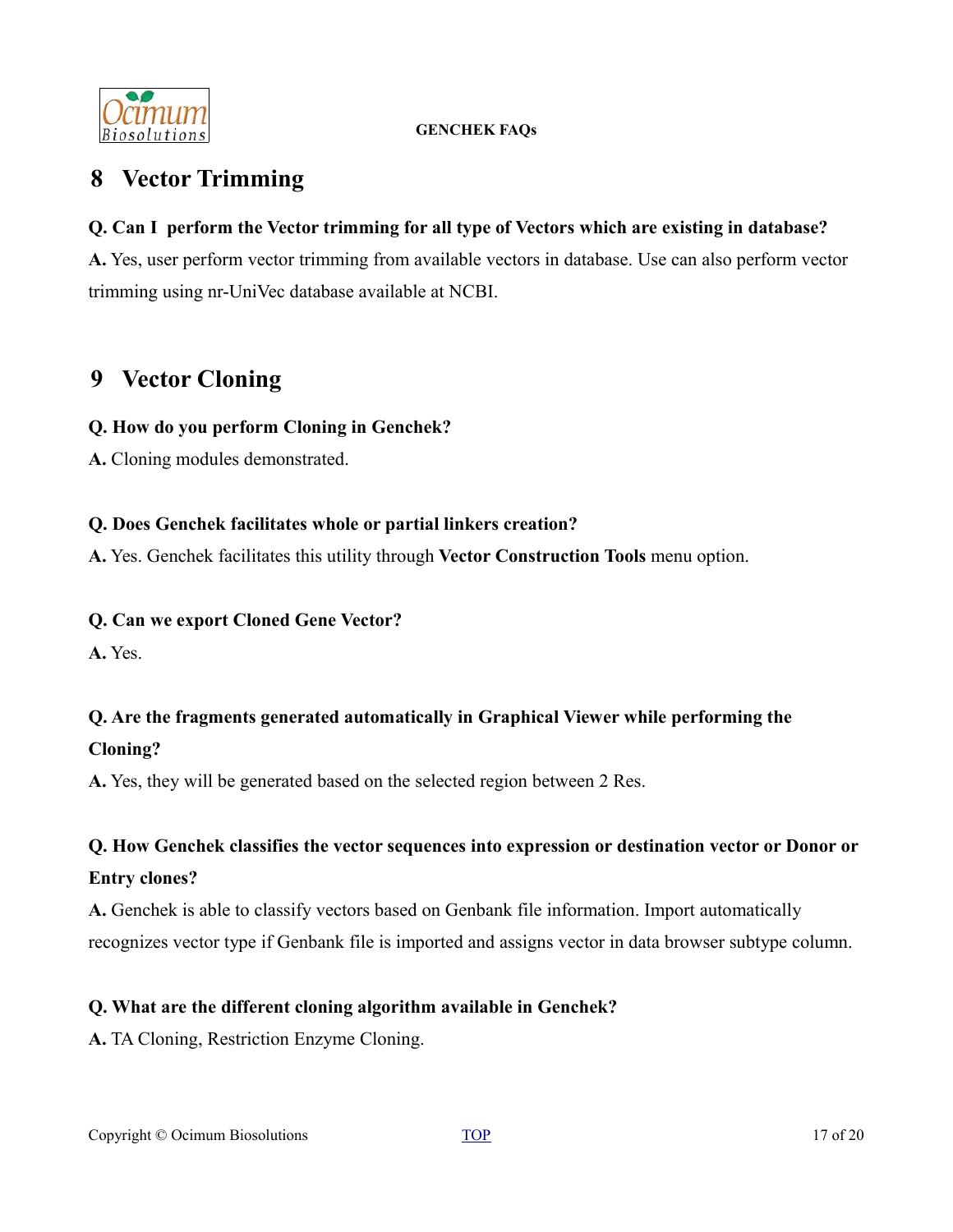## 8 Vector Trimming

**Q. Can I  perform the Vector trimming for all type of Vectors which are existing in database?**

**A.** Yes, user perform vector trimming from available vectors in database. Use can also perform vector trimming using nr-UniVec database available at NCBI.

## 9 Vector Cloning

**Q. How do you perform Cloning in Genchek?**

**A.** Cloning modules demonstrated.

**Q. Does Genchek facilitates whole or partial linkers creation?**

**A.** Yes. Genchek facilitates this utility through **Vector Construction Tools** menu option.

**Q. Can we export Cloned Gene Vector?**

**A.** Yes.

**Q. Are the fragments generated automatically in Graphical Viewer while performing the Cloning?**

**A.** Yes, they will be generated based on the selected region between 2 Res.

**Q. How Genchek classifies the vector sequences into expression or destination vector or Donor or Entry clones?**

**A.** Genchek is able to classify vectors based on Genbank file information. Import automatically recognizes vector type if Genbank file is imported and assigns vector in data browser subtype column.

**Q. What are the different cloning algorithm available in Genchek?**

**A.** TA Cloning, Restriction Enzyme Cloning.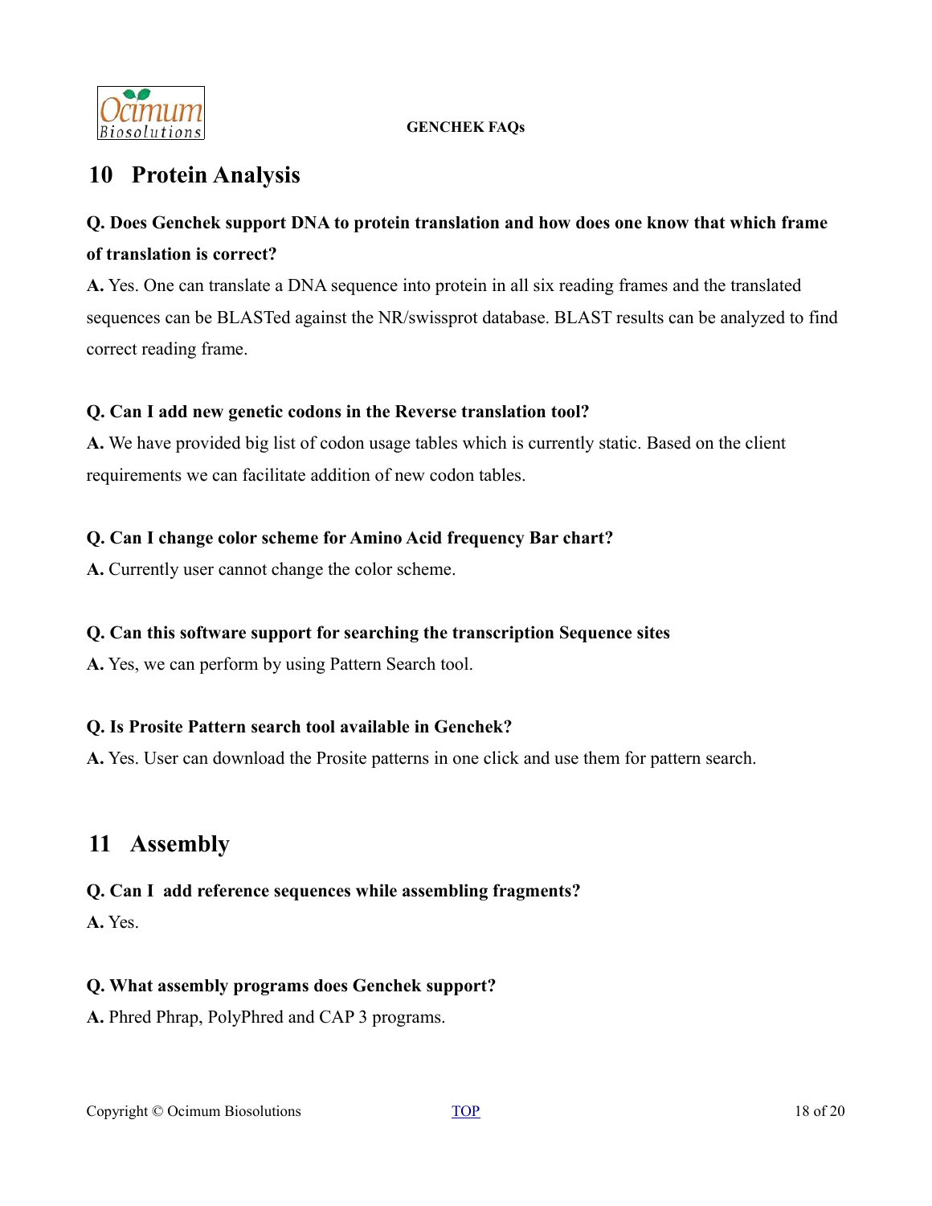## 10 Protein Analysis

**Q. Does Genchek support DNA to protein translation and how does one know that which frame of translation is correct?**

**A.** Yes. One can translate a DNA sequence into protein in all six reading frames and the translated sequences can be BLASTed against the NR/swissprot database. BLAST results can be analyzed to find correct reading frame.

**Q. Can I add new genetic codons in the Reverse translation tool?**

**A.** We have provided big list of codon usage tables which is currently static. Based on the client requirements we can facilitate addition of new codon tables.

**Q. Can I change color scheme for Amino Acid frequency Bar chart?**

**A.** Currently user cannot change the color scheme.

**Q. Can this software support for searching the transcription Sequence sites**

**A.** Yes, we can perform by using Pattern Search tool.

**Q. Is Prosite Pattern search tool available in Genchek?**

**A.** Yes. User can download the Prosite patterns in one click and use them for pattern search.

## 11 Assembly

**Q. Can I add reference sequences while assembling fragments?**

**A.** Yes.

**Q. What assembly programs does Genchek support?**

**A.** Phred Phrap, PolyPhred and CAP 3 programs.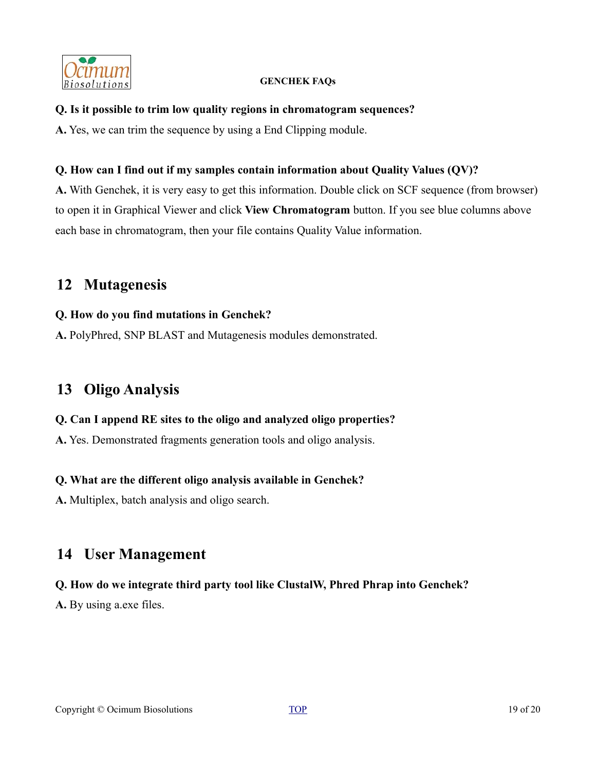**Q. Is it possible to trim low quality regions in chromatogram sequences?**

**A.** Yes, we can trim the sequence by using a End Clipping module.

**Q. How can I find out if my samples contain information about Quality Values (QV)?**

**A.** With Genchek, it is very easy to get this information. Double click on SCF sequence (from browser) to open it in Graphical Viewer and click **View Chromatogram** button. If you see blue columns above each base in chromatogram, then your file contains Quality Value information.

## 12 Mutagenesis

**Q. How do you find mutations in Genchek?**

**A.** PolyPhred, SNP BLAST and Mutagenesis modules demonstrated.

## 13 Oligo Analysis

**Q. Can I append RE sites to the oligo and analyzed oligo properties?**

**A.** Yes. Demonstrated fragments generation tools and oligo analysis.

**Q. What are the different oligo analysis available in Genchek?**

**A.** Multiplex, batch analysis and oligo search.

## 14 User Management

**Q. How do we integrate third party tool like ClustalW, Phred Phrap into Genchek?**

**A.** By using a.exe files.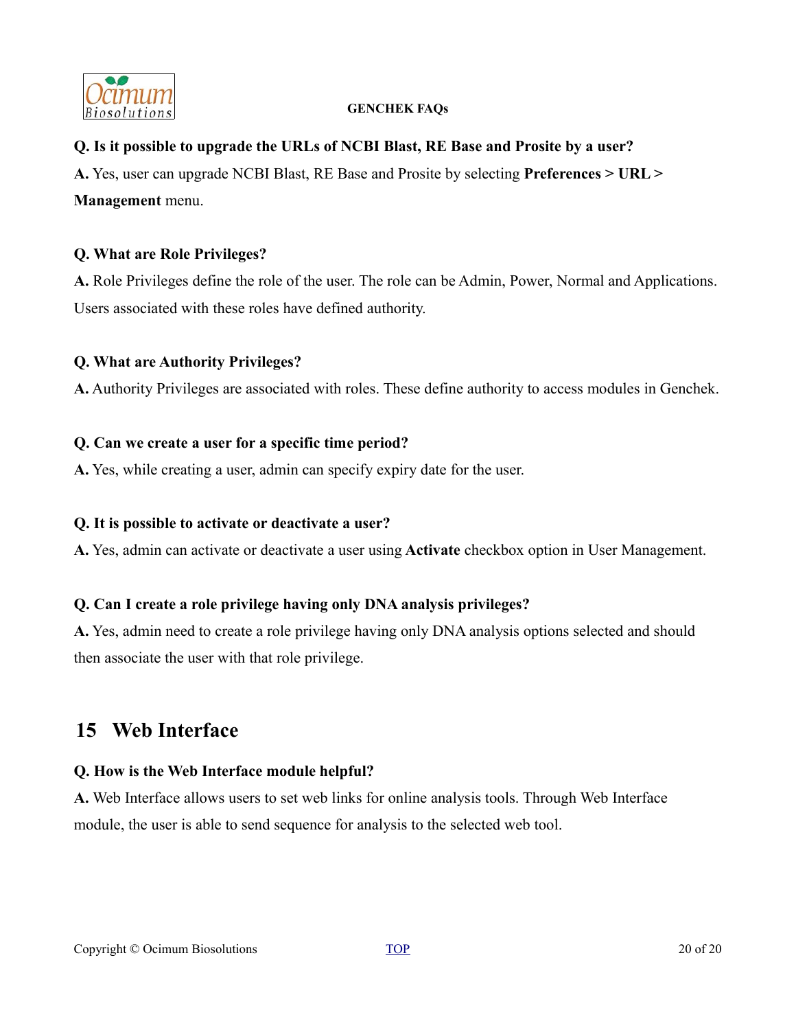**Q. Is it possible to upgrade the URLs of NCBI Blast, RE Base and Prosite by a user?**

**A.** Yes, user can upgrade NCBI Blast, RE Base and Prosite by selecting **Preferences > URL > Management** menu.

**Q. What are Role Privileges?**

**A.** Role Privileges define the role of the user. The role can be Admin, Power, Normal and Applications. Users associated with these roles have defined authority.

**Q. What are Authority Privileges?**

**A.** Authority Privileges are associated with roles. These define authority to access modules in Genchek.

**Q. Can we create a user for a specific time period?**

**A.** Yes, while creating a user, admin can specify expiry date for the user.

**Q. It is possible to activate or deactivate a user?**

**A.** Yes, admin can activate or deactivate a user using **Activate** checkbox option in User Management.

**Q. Can I create a role privilege having only DNA analysis privileges?**

**A.** Yes, admin need to create a role privilege having only DNA analysis options selected and should then associate the user with that role privilege.

# 15 Web Interface

**Q. How is the Web Interface module helpful?**

**A.** Web Interface allows users to set web links for online analysis tools. Through Web Interface module, the user is able to send sequence for analysis to the selected web tool.